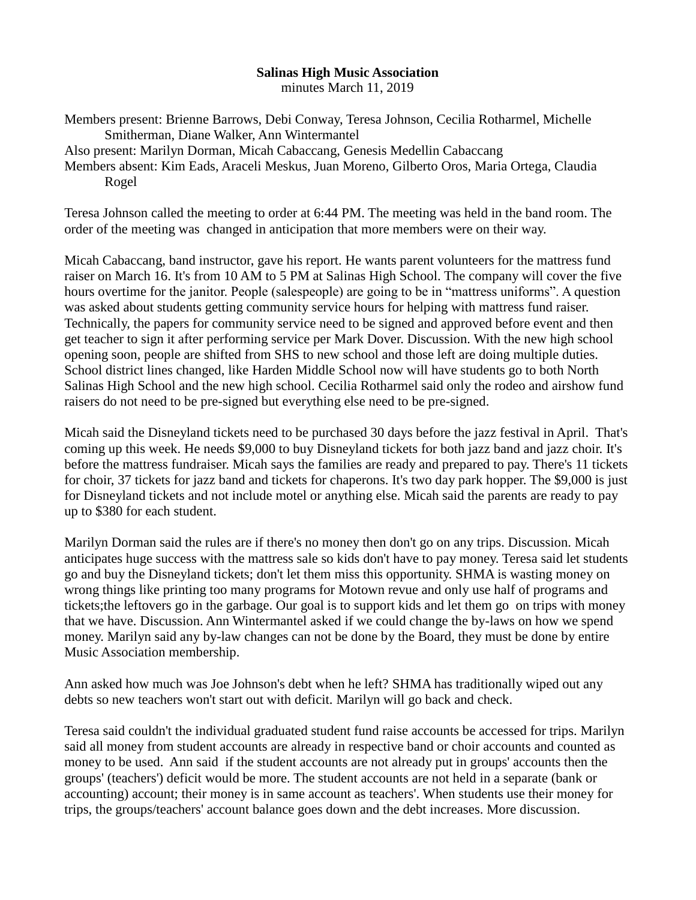**Salinas High Music Association**
minutes March 11, 2019

Members present: Brienne Barrows, Debi Conway, Teresa Johnson, Cecilia Rotharmel, Michelle Smitherman, Diane Walker, Ann Wintermantel
Also present: Marilyn Dorman, Micah Cabaccang, Genesis Medellin Cabaccang
Members absent: Kim Eads, Araceli Meskus, Juan Moreno, Gilberto Oros, Maria Ortega, Claudia Rogel

Teresa Johnson called the meeting to order at 6:44 PM. The meeting was held in the band room. The order of the meeting was changed in anticipation that more members were on their way.

Micah Cabaccang, band instructor, gave his report. He wants parent volunteers for the mattress fund raiser on March 16. It's from 10 AM to 5 PM at Salinas High School. The company will cover the five hours overtime for the janitor. People (salespeople) are going to be in "mattress uniforms". A question was asked about students getting community service hours for helping with mattress fund raiser. Technically, the papers for community service need to be signed and approved before event and then get teacher to sign it after performing service per Mark Dover. Discussion. With the new high school opening soon, people are shifted from SHS to new school and those left are doing multiple duties. School district lines changed, like Harden Middle School now will have students go to both North Salinas High School and the new high school. Cecilia Rotharmel said only the rodeo and airshow fund raisers do not need to be pre-signed but everything else need to be pre-signed.

Micah said the Disneyland tickets need to be purchased 30 days before the jazz festival in April. That's coming up this week. He needs $9,000 to buy Disneyland tickets for both jazz band and jazz choir. It's before the mattress fundraiser. Micah says the families are ready and prepared to pay. There's 11 tickets for choir, 37 tickets for jazz band and tickets for chaperons. It's two day park hopper. The $9,000 is just for Disneyland tickets and not include motel or anything else. Micah said the parents are ready to pay up to $380 for each student.

Marilyn Dorman said the rules are if there's no money then don't go on any trips. Discussion. Micah anticipates huge success with the mattress sale so kids don't have to pay money. Teresa said let students go and buy the Disneyland tickets; don't let them miss this opportunity. SHMA is wasting money on wrong things like printing too many programs for Motown revue and only use half of programs and tickets;the leftovers go in the garbage. Our goal is to support kids and let them go on trips with money that we have. Discussion. Ann Wintermantel asked if we could change the by-laws on how we spend money. Marilyn said any by-law changes can not be done by the Board, they must be done by entire Music Association membership.

Ann asked how much was Joe Johnson's debt when he left? SHMA has traditionally wiped out any debts so new teachers won't start out with deficit. Marilyn will go back and check.

Teresa said couldn't the individual graduated student fund raise accounts be accessed for trips. Marilyn said all money from student accounts are already in respective band or choir accounts and counted as money to be used. Ann said if the student accounts are not already put in groups' accounts then the groups' (teachers') deficit would be more. The student accounts are not held in a separate (bank or accounting) account; their money is in same account as teachers'. When students use their money for trips, the groups/teachers' account balance goes down and the debt increases. More discussion.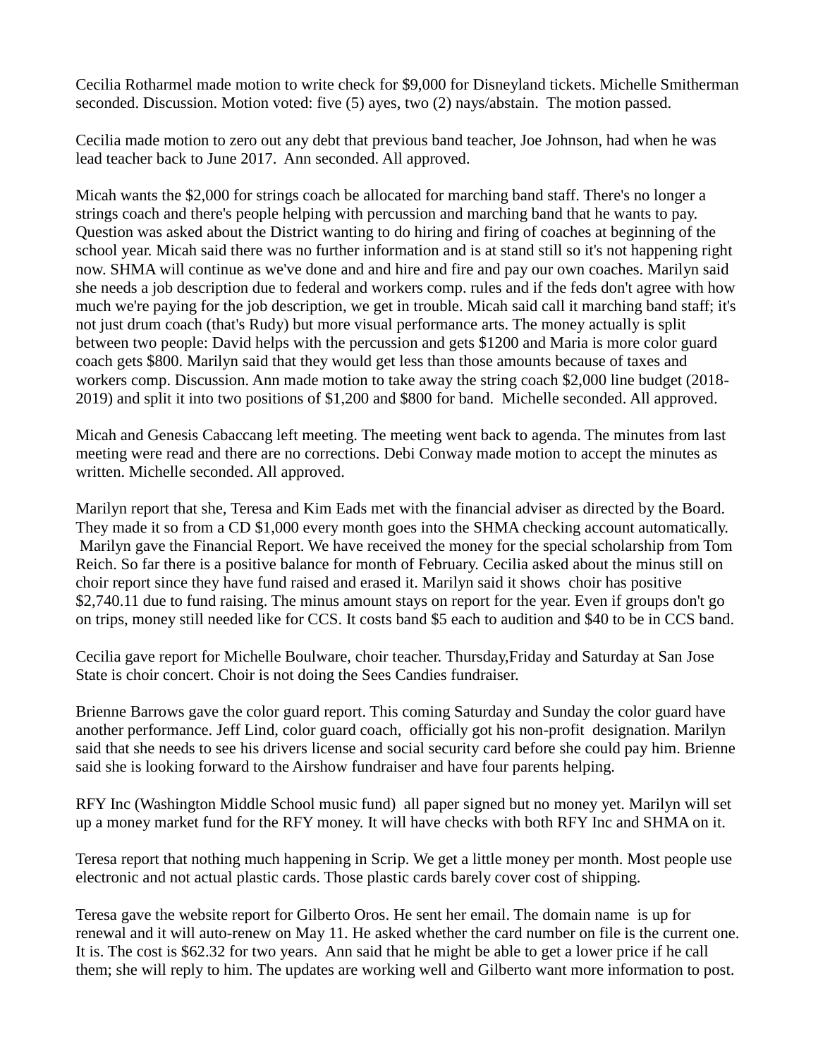Cecilia Rotharmel made motion to write check for $9,000 for Disneyland tickets. Michelle Smitherman seconded. Discussion. Motion voted: five (5) ayes, two (2) nays/abstain. The motion passed.

Cecilia made motion to zero out any debt that previous band teacher, Joe Johnson, had when he was lead teacher back to June 2017. Ann seconded. All approved.

Micah wants the $2,000 for strings coach be allocated for marching band staff. There's no longer a strings coach and there's people helping with percussion and marching band that he wants to pay. Question was asked about the District wanting to do hiring and firing of coaches at beginning of the school year. Micah said there was no further information and is at stand still so it's not happening right now. SHMA will continue as we've done and and hire and fire and pay our own coaches. Marilyn said she needs a job description due to federal and workers comp. rules and if the feds don't agree with how much we're paying for the job description, we get in trouble. Micah said call it marching band staff; it's not just drum coach (that's Rudy) but more visual performance arts. The money actually is split between two people: David helps with the percussion and gets $1200 and Maria is more color guard coach gets $800. Marilyn said that they would get less than those amounts because of taxes and workers comp. Discussion. Ann made motion to take away the string coach $2,000 line budget (2018-2019) and split it into two positions of $1,200 and $800 for band. Michelle seconded. All approved.

Micah and Genesis Cabaccang left meeting. The meeting went back to agenda. The minutes from last meeting were read and there are no corrections. Debi Conway made motion to accept the minutes as written. Michelle seconded. All approved.

Marilyn report that she, Teresa and Kim Eads met with the financial adviser as directed by the Board. They made it so from a CD $1,000 every month goes into the SHMA checking account automatically. Marilyn gave the Financial Report. We have received the money for the special scholarship from Tom Reich. So far there is a positive balance for month of February. Cecilia asked about the minus still on choir report since they have fund raised and erased it. Marilyn said it shows choir has positive $2,740.11 due to fund raising. The minus amount stays on report for the year. Even if groups don't go on trips, money still needed like for CCS. It costs band $5 each to audition and $40 to be in CCS band.

Cecilia gave report for Michelle Boulware, choir teacher. Thursday,Friday and Saturday at San Jose State is choir concert. Choir is not doing the Sees Candies fundraiser.

Brienne Barrows gave the color guard report. This coming Saturday and Sunday the color guard have another performance. Jeff Lind, color guard coach, officially got his non-profit designation. Marilyn said that she needs to see his drivers license and social security card before she could pay him. Brienne said she is looking forward to the Airshow fundraiser and have four parents helping.

RFY Inc (Washington Middle School music fund) all paper signed but no money yet. Marilyn will set up a money market fund for the RFY money. It will have checks with both RFY Inc and SHMA on it.

Teresa report that nothing much happening in Scrip. We get a little money per month. Most people use electronic and not actual plastic cards. Those plastic cards barely cover cost of shipping.

Teresa gave the website report for Gilberto Oros. He sent her email. The domain name is up for renewal and it will auto-renew on May 11. He asked whether the card number on file is the current one. It is. The cost is $62.32 for two years. Ann said that he might be able to get a lower price if he call them; she will reply to him. The updates are working well and Gilberto want more information to post.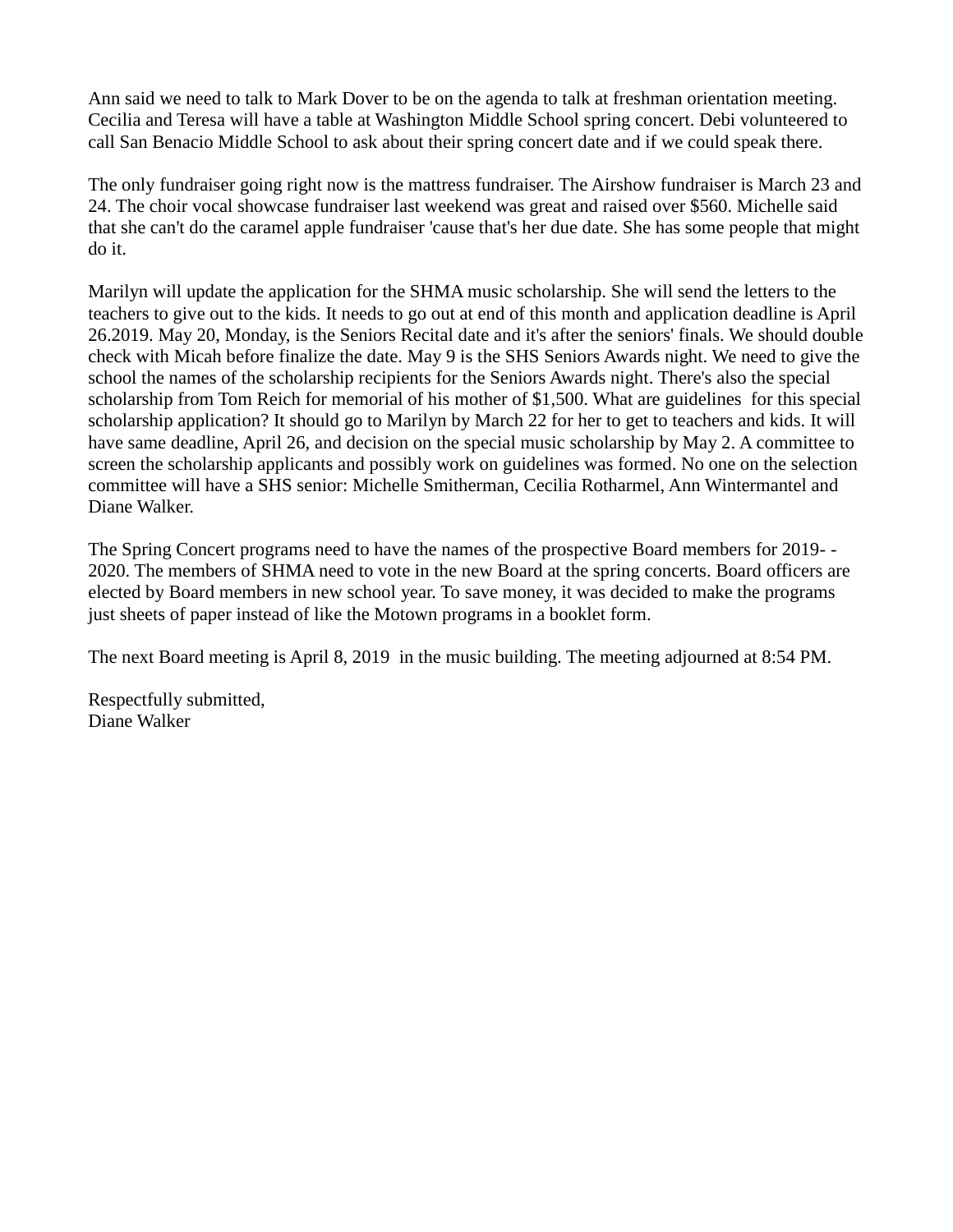Ann said we need to talk to Mark Dover to be on the agenda to talk at freshman orientation meeting. Cecilia and Teresa will have a table at Washington Middle School spring concert. Debi volunteered to call San Benacio Middle School to ask about their spring concert date and if we could speak there.

The only fundraiser going right now is the mattress fundraiser. The Airshow fundraiser is March 23 and 24. The choir vocal showcase fundraiser last weekend was great and raised over $560. Michelle said that she can't do the caramel apple fundraiser 'cause that's her due date. She has some people that might do it.

Marilyn will update the application for the SHMA music scholarship. She will send the letters to the teachers to give out to the kids. It needs to go out at end of this month and application deadline is April 26.2019. May 20, Monday, is the Seniors Recital date and it's after the seniors' finals. We should double check with Micah before finalize the date. May 9 is the SHS Seniors Awards night. We need to give the school the names of the scholarship recipients for the Seniors Awards night. There's also the special scholarship from Tom Reich for memorial of his mother of $1,500. What are guidelines for this special scholarship application? It should go to Marilyn by March 22 for her to get to teachers and kids. It will have same deadline, April 26, and decision on the special music scholarship by May 2. A committee to screen the scholarship applicants and possibly work on guidelines was formed. No one on the selection committee will have a SHS senior: Michelle Smitherman, Cecilia Rotharmel, Ann Wintermantel and Diane Walker.

The Spring Concert programs need to have the names of the prospective Board members for 2019- -2020. The members of SHMA need to vote in the new Board at the spring concerts. Board officers are elected by Board members in new school year. To save money, it was decided to make the programs just sheets of paper instead of like the Motown programs in a booklet form.

The next Board meeting is April 8, 2019 in the music building. The meeting adjourned at 8:54 PM.

Respectfully submitted,
Diane Walker